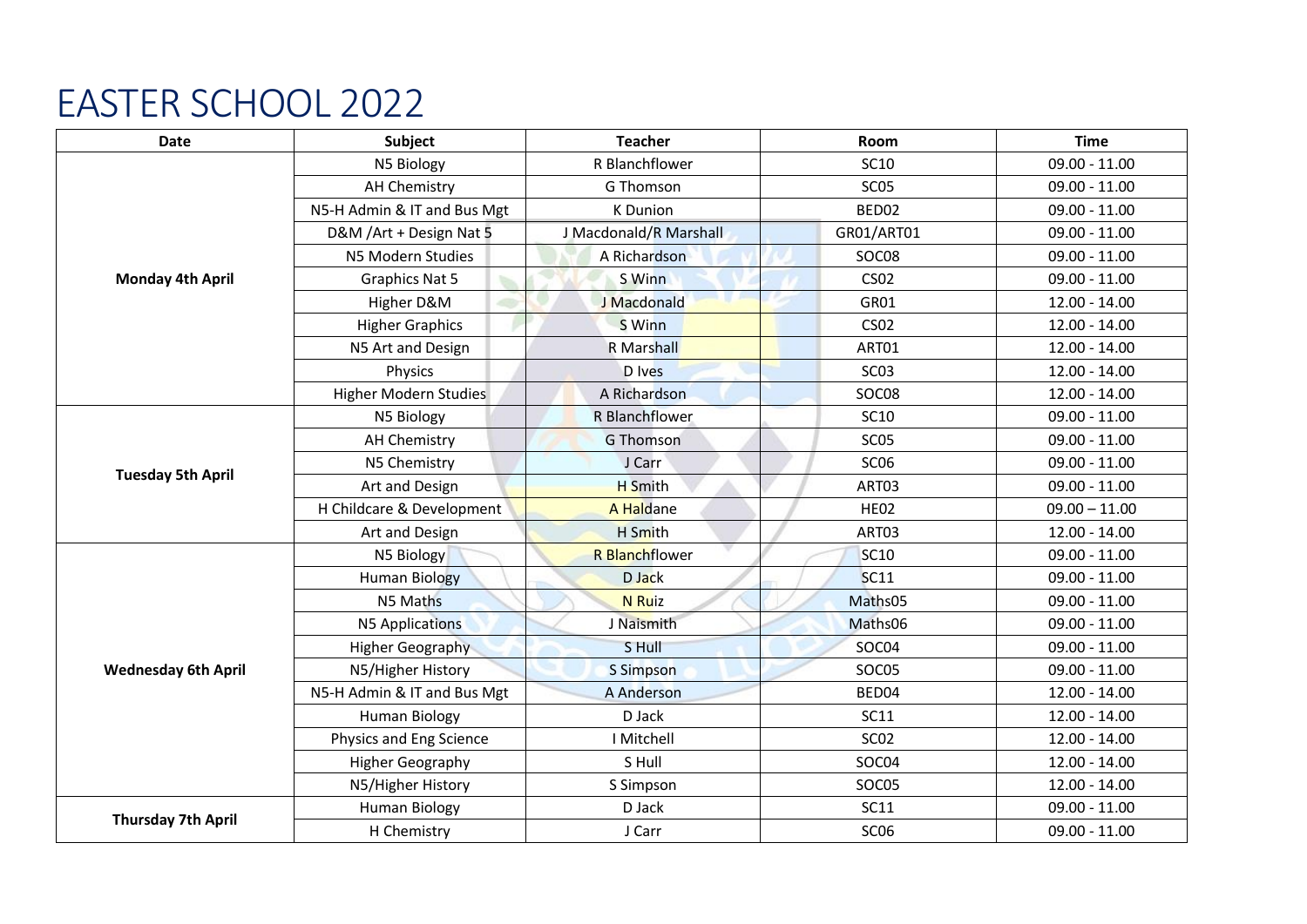# EASTER SCHOOL 2022

| Date | Subject | Teacher | Room | Time |
| --- | --- | --- | --- | --- |
| Monday 4th April | N5 Biology | R Blanchflower | SC10 | 09.00 - 11.00 |
| | AH Chemistry | G Thomson | SC05 | 09.00 - 11.00 |
| | N5-H Admin & IT and Bus Mgt | K Dunion | BED02 | 09.00 - 11.00 |
| | D&M /Art + Design Nat 5 | J Macdonald/R Marshall | GR01/ART01 | 09.00 - 11.00 |
| | N5 Modern Studies | A Richardson | SOC08 | 09.00 - 11.00 |
| | Graphics Nat 5 | S Winn | CS02 | 09.00 - 11.00 |
| | Higher D&M | J Macdonald | GR01 | 12.00 - 14.00 |
| | Higher Graphics | S Winn | CS02 | 12.00 - 14.00 |
| | N5 Art and Design | R Marshall | ART01 | 12.00 - 14.00 |
| | Physics | D Ives | SC03 | 12.00 - 14.00 |
| | Higher Modern Studies | A Richardson | SOC08 | 12.00 - 14.00 |
| Tuesday 5th April | N5 Biology | R Blanchflower | SC10 | 09.00 - 11.00 |
| | AH Chemistry | G Thomson | SC05 | 09.00 - 11.00 |
| | N5 Chemistry | J Carr | SC06 | 09.00 - 11.00 |
| | Art and Design | H Smith | ART03 | 09.00 - 11.00 |
| | H Childcare & Development | A Haldane | HE02 | 09.00 – 11.00 |
| | Art and Design | H Smith | ART03 | 12.00 - 14.00 |
| Wednesday 6th April | N5 Biology | R Blanchflower | SC10 | 09.00 - 11.00 |
| | Human Biology | D Jack | SC11 | 09.00 - 11.00 |
| | N5 Maths | N Ruiz | Maths05 | 09.00 - 11.00 |
| | N5 Applications | J Naismith | Maths06 | 09.00 - 11.00 |
| | Higher Geography | S Hull | SOC04 | 09.00 - 11.00 |
| | N5/Higher History | S Simpson | SOC05 | 09.00 - 11.00 |
| | N5-H Admin & IT and Bus Mgt | A Anderson | BED04 | 12.00 - 14.00 |
| | Human Biology | D Jack | SC11 | 12.00 - 14.00 |
| | Physics and Eng Science | I Mitchell | SC02 | 12.00 - 14.00 |
| | Higher Geography | S Hull | SOC04 | 12.00 - 14.00 |
| | N5/Higher History | S Simpson | SOC05 | 12.00 - 14.00 |
| Thursday 7th April | Human Biology | D Jack | SC11 | 09.00 - 11.00 |
| | H Chemistry | J Carr | SC06 | 09.00 - 11.00 |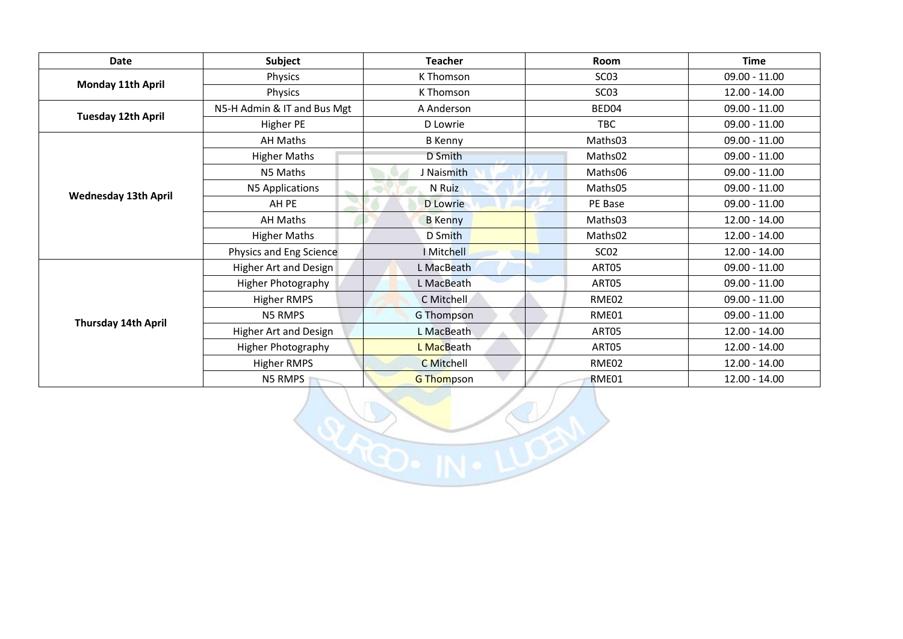| Date | Subject | Teacher | Room | Time |
|---|---|---|---|---|
| **Monday 11th April** | Physics | K Thomson | SC03 | 09.00 - 11.00 |
| | Physics | K Thomson | SC03 | 12.00 - 14.00 |
| **Tuesday 12th April** | N5-H Admin & IT and Bus Mgt | A Anderson | BED04 | 09.00 - 11.00 |
| | Higher PE | D Lowrie | TBC | 09.00 - 11.00 |
| **Wednesday 13th April** | AH Maths | B Kenny | Maths03 | 09.00 - 11.00 |
| | Higher Maths | D Smith | Maths02 | 09.00 - 11.00 |
| | N5 Maths | J Naismith | Maths06 | 09.00 - 11.00 |
| | N5 Applications | N Ruiz | Maths05 | 09.00 - 11.00 |
| | AH PE | D Lowrie | PE Base | 09.00 - 11.00 |
| | AH Maths | B Kenny | Maths03 | 12.00 - 14.00 |
| | Higher Maths | D Smith | Maths02 | 12.00 - 14.00 |
| | Physics and Eng Science | I Mitchell | SC02 | 12.00 - 14.00 |
| **Thursday 14th April** | Higher Art and Design | L MacBeath | ART05 | 09.00 - 11.00 |
| | Higher Photography | L MacBeath | ART05 | 09.00 - 11.00 |
| | Higher RMPS | C Mitchell | RME02 | 09.00 - 11.00 |
| | N5 RMPS | G Thompson | RME01 | 09.00 - 11.00 |
| | Higher Art and Design | L MacBeath | ART05 | 12.00 - 14.00 |
| | Higher Photography | L MacBeath | ART05 | 12.00 - 14.00 |
| | Higher RMPS | C Mitchell | RME02 | 12.00 - 14.00 |
| | N5 RMPS | G Thompson | RME01 | 12.00 - 14.00 |